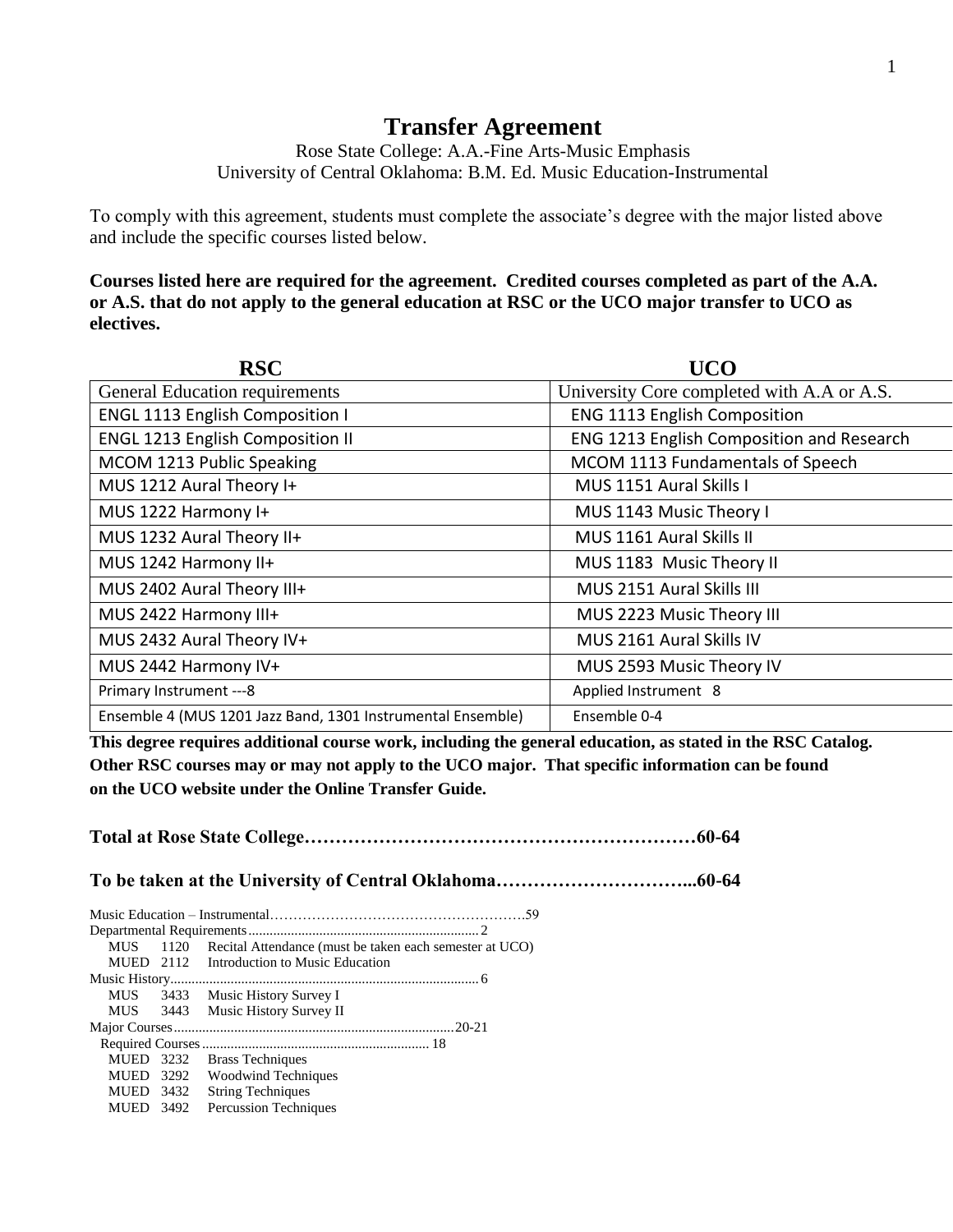# Transfer Agreement

Rose State College: A.A.-Fine Arts-Music Emphasis
University of Central Oklahoma: B.M. Ed. Music Education-Instrumental

To comply with this agreement, students must complete the associate's degree with the major listed above and include the specific courses listed below.

**Courses listed here are required for the agreement. Credited courses completed as part of the A.A. or A.S. that do not apply to the general education at RSC or the UCO major transfer to UCO as electives.**

| RSC | UCO |
|---|---|
| General Education requirements | University Core completed with A.A or A.S. |
| ENGL 1113 English Composition I | ENG 1113 English Composition |
| ENGL 1213 English Composition II | ENG 1213 English Composition and Research |
| MCOM 1213 Public Speaking | MCOM 1113 Fundamentals of Speech |
| MUS 1212 Aural Theory I+ | MUS 1151 Aural Skills I |
| MUS 1222 Harmony I+ | MUS 1143 Music Theory I |
| MUS 1232 Aural Theory II+ | MUS 1161 Aural Skills II |
| MUS 1242 Harmony II+ | MUS 1183 Music Theory II |
| MUS 2402 Aural Theory III+ | MUS 2151 Aural Skills III |
| MUS 2422 Harmony III+ | MUS 2223 Music Theory III |
| MUS 2432 Aural Theory IV+ | MUS 2161 Aural Skills IV |
| MUS 2442 Harmony IV+ | MUS 2593 Music Theory IV |
| Primary Instrument ---8 | Applied Instrument 8 |
| Ensemble 4 (MUS 1201 Jazz Band, 1301 Instrumental Ensemble) | Ensemble 0-4 |

**This degree requires additional course work, including the general education, as stated in the RSC Catalog. Other RSC courses may or may not apply to the UCO major. That specific information can be found on the UCO website under the Online Transfer Guide.**

**Total at Rose State College………………………………………………………60-64**

**To be taken at the University of Central Oklahoma…………………………...60-64**

Music Education – Instrumental……………………………………………….59
Departmental Requirements.................................................................2
- MUS 1120 Recital Attendance (must be taken each semester at UCO)
- MUED 2112 Introduction to Music Education

Music History.......................................................................................6
- MUS 3433 Music History Survey I
- MUS 3443 Music History Survey II

Major Courses..............................................................................20-21
Required Courses................................................................18
- MUED 3232 Brass Techniques
- MUED 3292 Woodwind Techniques
- MUED 3432 String Techniques
- MUED 3492 Percussion Techniques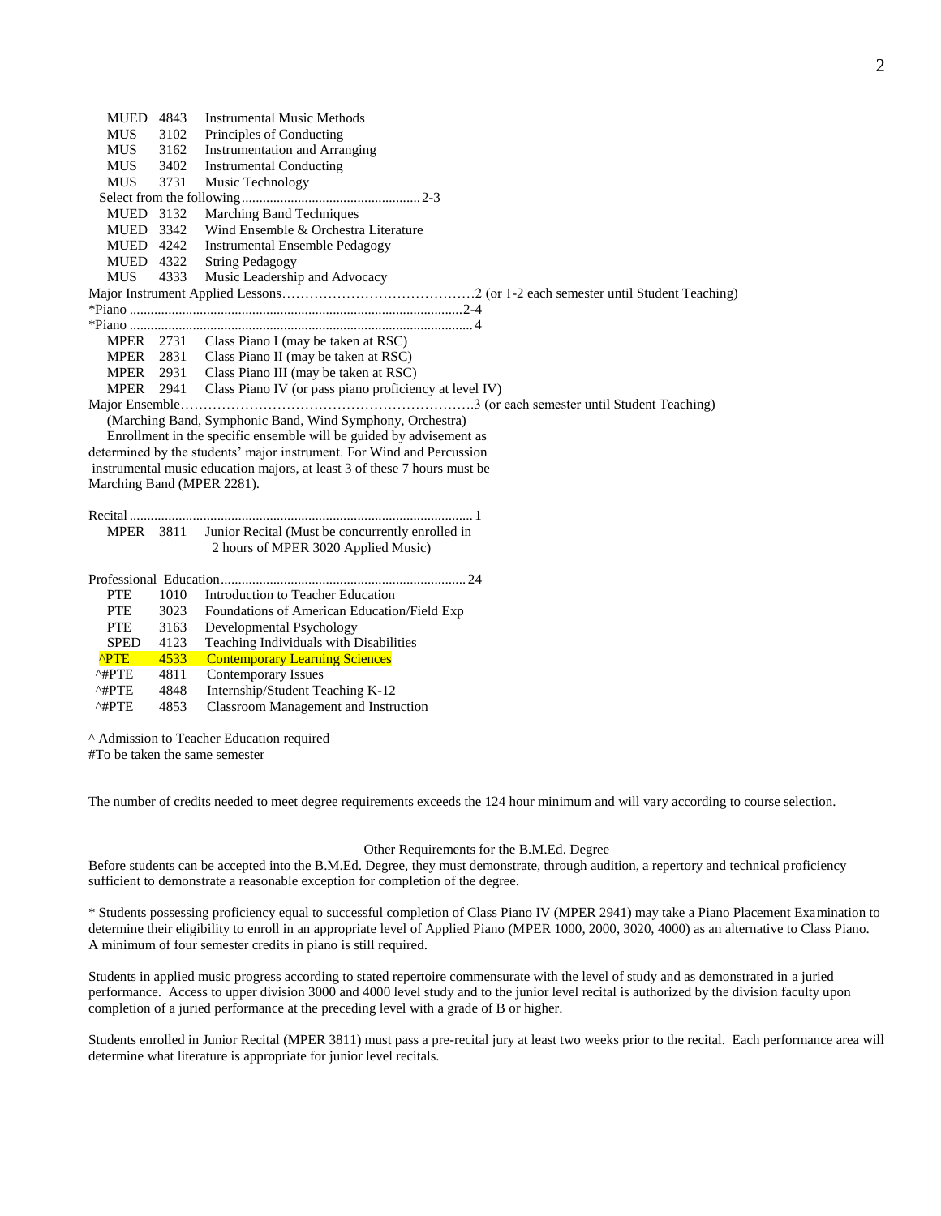MUED 4843 Instrumental Music Methods
MUS 3102 Principles of Conducting
MUS 3162 Instrumentation and Arranging
MUS 3402 Instrumental Conducting
MUS 3731 Music Technology

Select from the following ....................................................2-3

MUED 3132 Marching Band Techniques
MUED 3342 Wind Ensemble & Orchestra Literature
MUED 4242 Instrumental Ensemble Pedagogy
MUED 4322 String Pedagogy
MUS 4333 Music Leadership and Advocacy

Major Instrument Applied Lessons……………………………………2 (or 1-2 each semester until Student Teaching)

*Piano .............................................................................................2-4

*Piano ............................................................................................... 4

MPER 2731 Class Piano I (may be taken at RSC)
MPER 2831 Class Piano II (may be taken at RSC)
MPER 2931 Class Piano III (may be taken at RSC)
MPER 2941 Class Piano IV (or pass piano proficiency at level IV)

Major Ensemble……………………………………………………….3 (or each semester until Student Teaching)

(Marching Band, Symphonic Band, Wind Symphony, Orchestra)

Enrollment in the specific ensemble will be guided by advisement as determined by the students' major instrument. For Wind and Percussion instrumental music education majors, at least 3 of these 7 hours must be Marching Band (MPER 2281).

Recital ................................................................................................ 1

MPER 3811 Junior Recital (Must be concurrently enrolled in 2 hours of MPER 3020 Applied Music)

Professional Education ..................................................................... 24

PTE 1010 Introduction to Teacher Education
PTE 3023 Foundations of American Education/Field Exp
PTE 3163 Developmental Psychology
SPED 4123 Teaching Individuals with Disabilities
^PTE 4533 Contemporary Learning Sciences
^#PTE 4811 Contemporary Issues
^#PTE 4848 Internship/Student Teaching K-12
^#PTE 4853 Classroom Management and Instruction

^ Admission to Teacher Education required
#To be taken the same semester

The number of credits needed to meet degree requirements exceeds the 124 hour minimum and will vary according to course selection.

Other Requirements for the B.M.Ed. Degree

Before students can be accepted into the B.M.Ed. Degree, they must demonstrate, through audition, a repertory and technical proficiency sufficient to demonstrate a reasonable exception for completion of the degree.

* Students possessing proficiency equal to successful completion of Class Piano IV (MPER 2941) may take a Piano Placement Examination to determine their eligibility to enroll in an appropriate level of Applied Piano (MPER 1000, 2000, 3020, 4000) as an alternative to Class Piano. A minimum of four semester credits in piano is still required.

Students in applied music progress according to stated repertoire commensurate with the level of study and as demonstrated in a juried performance. Access to upper division 3000 and 4000 level study and to the junior level recital is authorized by the division faculty upon completion of a juried performance at the preceding level with a grade of B or higher.

Students enrolled in Junior Recital (MPER 3811) must pass a pre-recital jury at least two weeks prior to the recital. Each performance area will determine what literature is appropriate for junior level recitals.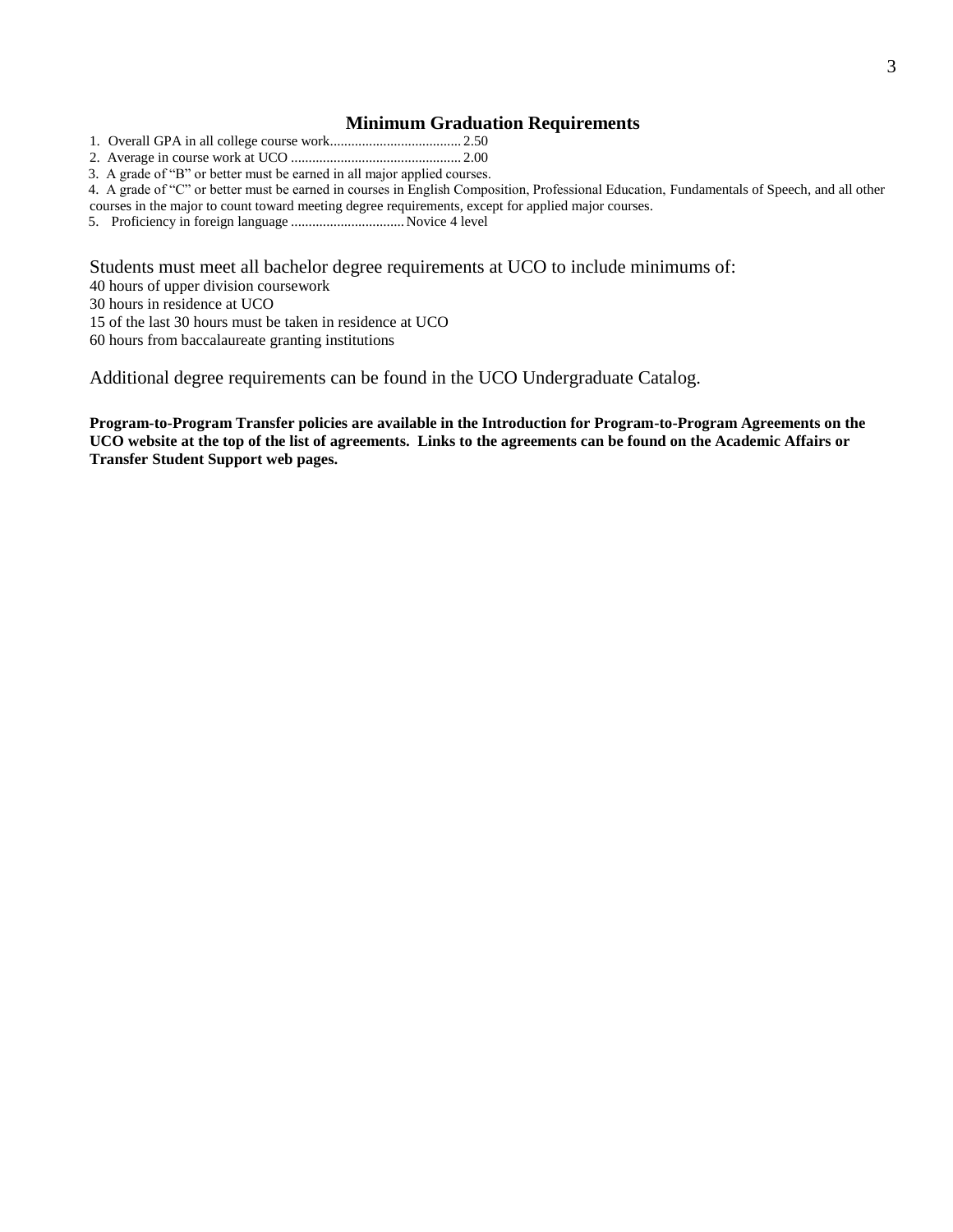## Minimum Graduation Requirements

1. Overall GPA in all college course work..................................... 2.50
2. Average in course work at UCO ................................................ 2.00
3. A grade of "B" or better must be earned in all major applied courses.
4. A grade of "C" or better must be earned in courses in English Composition, Professional Education, Fundamentals of Speech, and all other courses in the major to count toward meeting degree requirements, except for applied major courses.
5. Proficiency in foreign language ................................ Novice 4 level

Students must meet all bachelor degree requirements at UCO to include minimums of:

40 hours of upper division coursework
30 hours in residence at UCO
15 of the last 30 hours must be taken in residence at UCO
60 hours from baccalaureate granting institutions

Additional degree requirements can be found in the UCO Undergraduate Catalog.

**Program-to-Program Transfer policies are available in the Introduction for Program-to-Program Agreements on the UCO website at the top of the list of agreements. Links to the agreements can be found on the Academic Affairs or Transfer Student Support web pages.**